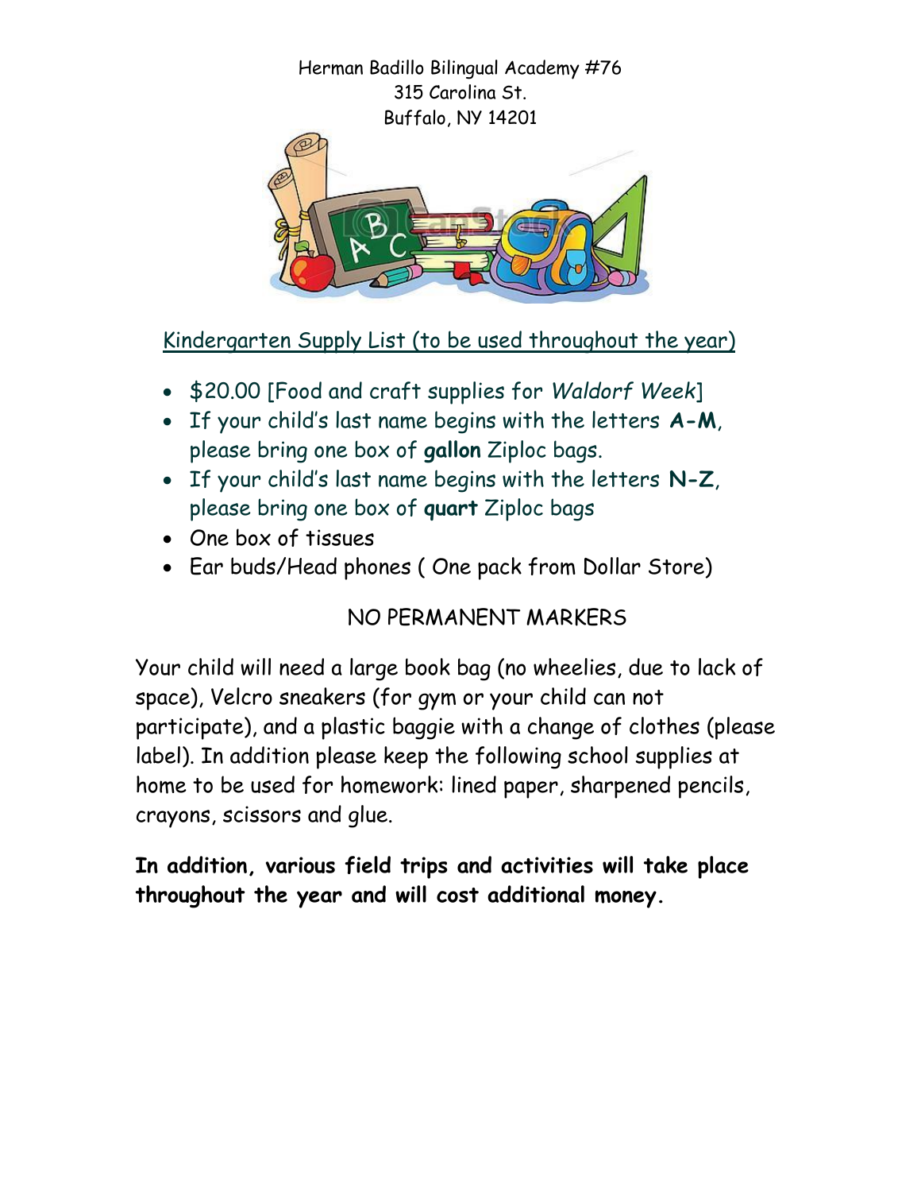Herman Badillo Bilingual Academy #76
315 Carolina St.
Buffalo, NY 14201

Kindergarten Supply List (to be used throughout the year)

- $20.00 [Food and craft supplies for *Waldorf Week*]
- If your child's last name begins with the letters **A-M**, please bring one box of **gallon** Ziploc bags.
- If your child's last name begins with the letters **N-Z**, please bring one box of **quart** Ziploc bags
- One box of tissues
- Ear buds/Head phones ( One pack from Dollar Store)

NO PERMANENT MARKERS

Your child will need a large book bag (no wheelies, due to lack of space), Velcro sneakers (for gym or your child can not participate), and a plastic baggie with a change of clothes (please label). In addition please keep the following school supplies at home to be used for homework: lined paper, sharpened pencils, crayons, scissors and glue.

**In addition, various field trips and activities will take place throughout the year and will cost additional money.**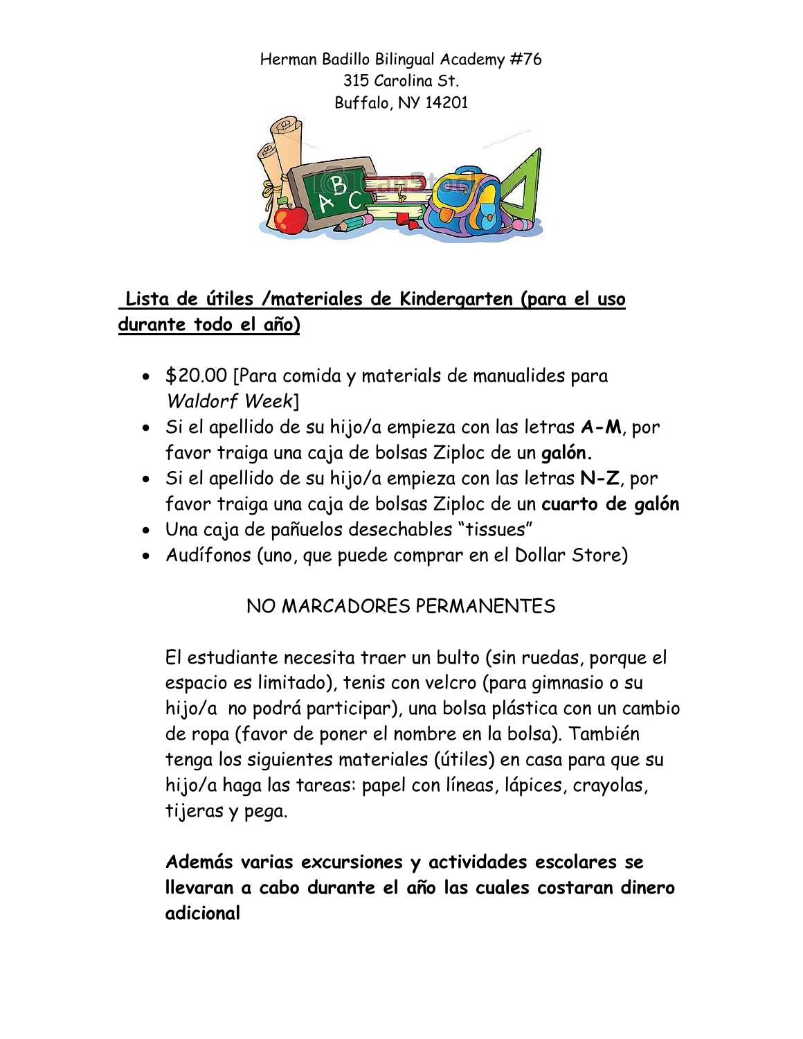Herman Badillo Bilingual Academy #76
315 Carolina St.
Buffalo, NY 14201

## Lista de útiles /materiales de Kindergarten (para el uso durante todo el año)

- $20.00 [Para comida y materials de manualides para *Waldorf Week*]
- Si el apellido de su hijo/a empieza con las letras **A-M**, por favor traiga una caja de bolsas Ziploc de un **galón.**
- Si el apellido de su hijo/a empieza con las letras **N-Z**, por favor traiga una caja de bolsas Ziploc de un **cuarto de galón**
- Una caja de pañuelos desechables "tissues"
- Audífonos (uno, que puede comprar en el Dollar Store)

NO MARCADORES PERMANENTES

El estudiante necesita traer un bulto (sin ruedas, porque el espacio es limitado), tenis con velcro (para gimnasio o su hijo/a no podrá participar), una bolsa plástica con un cambio de ropa (favor de poner el nombre en la bolsa). También tenga los siguientes materiales (útiles) en casa para que su hijo/a haga las tareas: papel con líneas, lápices, crayolas, tijeras y pega.

**Además varias excursiones y actividades escolares se llevaran a cabo durante el año las cuales costaran dinero adicional**